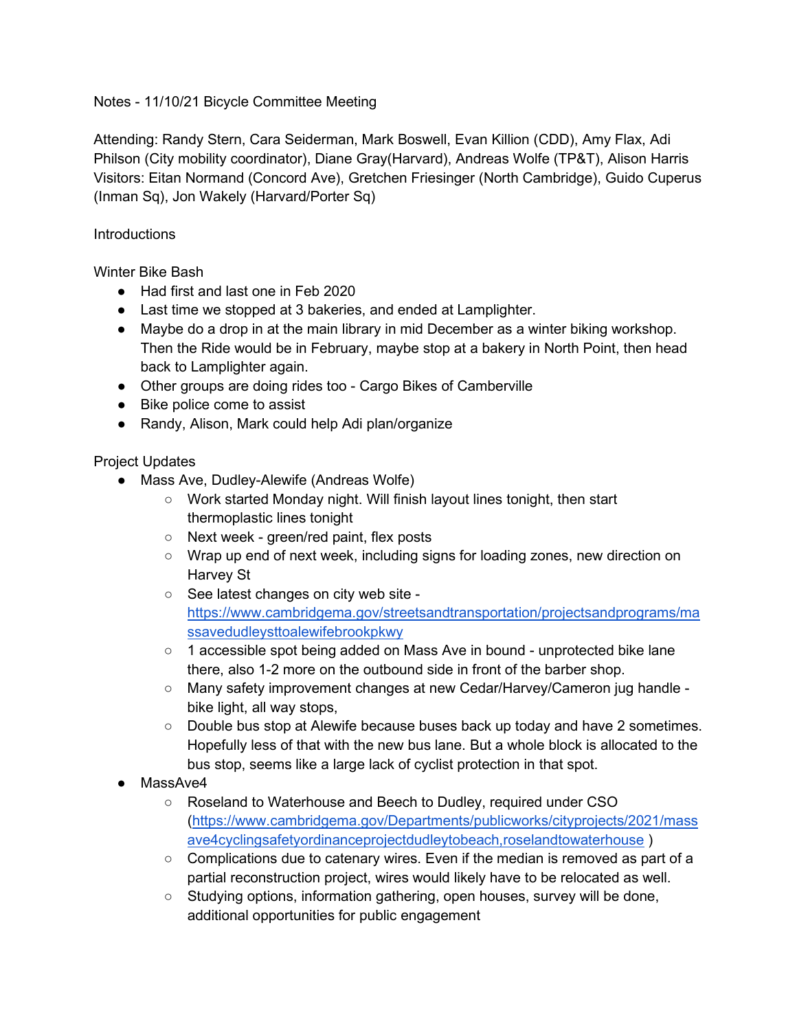Notes - 11/10/21 Bicycle Committee Meeting

Attending: Randy Stern, Cara Seiderman, Mark Boswell, Evan Killion (CDD), Amy Flax, Adi Philson (City mobility coordinator), Diane Gray(Harvard), Andreas Wolfe (TP&T), Alison Harris
Visitors: Eitan Normand (Concord Ave), Gretchen Friesinger (North Cambridge), Guido Cuperus (Inman Sq), Jon Wakely (Harvard/Porter Sq)

Introductions

Winter Bike Bash

- Had first and last one in Feb 2020
- Last time we stopped at 3 bakeries, and ended at Lamplighter.
- Maybe do a drop in at the main library in mid December as a winter biking workshop. Then the Ride would be in February, maybe stop at a bakery in North Point, then head back to Lamplighter again.
- Other groups are doing rides too - Cargo Bikes of Camberville
- Bike police come to assist
- Randy, Alison, Mark could help Adi plan/organize

Project Updates

- Mass Ave, Dudley-Alewife (Andreas Wolfe)
    - Work started Monday night. Will finish layout lines tonight, then start thermoplastic lines tonight
    - Next week - green/red paint, flex posts
    - Wrap up end of next week, including signs for loading zones, new direction on Harvey St
    - See latest changes on city web site - [https://www.cambridgema.gov/streetsandtransportation/projectsandprograms/massavedudleysttoalewifebrookpkwy](https://www.cambridgema.gov/streetsandtransportation/projectsandprograms/massavedudleysttoalewifebrookpkwy)
    - 1 accessible spot being added on Mass Ave in bound - unprotected bike lane there, also 1-2 more on the outbound side in front of the barber shop.
    - Many safety improvement changes at new Cedar/Harvey/Cameron jug handle - bike light, all way stops,
    - Double bus stop at Alewife because buses back up today and have 2 sometimes. Hopefully less of that with the new bus lane. But a whole block is allocated to the bus stop, seems like a large lack of cyclist protection in that spot.
- MassAve4
    - Roseland to Waterhouse and Beech to Dudley, required under CSO ([https://www.cambridgema.gov/Departments/publicworks/cityprojects/2021/massave4cyclingsafetyordinanceprojectdudleytobeach,roselandtowaterhouse](https://www.cambridgema.gov/Departments/publicworks/cityprojects/2021/massave4cyclingsafetyordinanceprojectdudleytobeach,roselandtowaterhouse) )
    - Complications due to catenary wires. Even if the median is removed as part of a partial reconstruction project, wires would likely have to be relocated as well.
    - Studying options, information gathering, open houses, survey will be done, additional opportunities for public engagement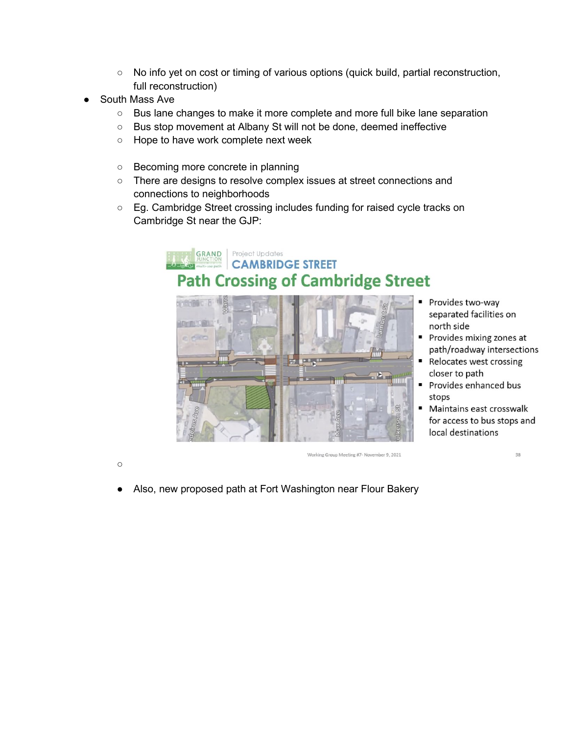- No info yet on cost or timing of various options (quick build, partial reconstruction, full reconstruction)

- South Mass Ave
    - Bus lane changes to make it more complete and more full bike lane separation
    - Bus stop movement at Albany St will not be done, deemed ineffective
    - Hope to have work complete next week

    - Becoming more concrete in planning
    - There are designs to resolve complex issues at street connections and connections to neighborhoods
    - Eg. Cambridge Street crossing includes funding for raised cycle tracks on Cambridge St near the GJP:

GRAND JUNCTION multi-use path | Project Updates CAMBRIDGE STREET

**Path Crossing of Cambridge Street**

- Provides two-way separated facilities on north side
- Provides mixing zones at path/roadway intersections
- Relocates west crossing closer to path
- Provides enhanced bus stops
- Maintains east crosswalk for access to bus stops and local destinations

Working Group Meeting #7- November 9, 2021

- Also, new proposed path at Fort Washington near Flour Bakery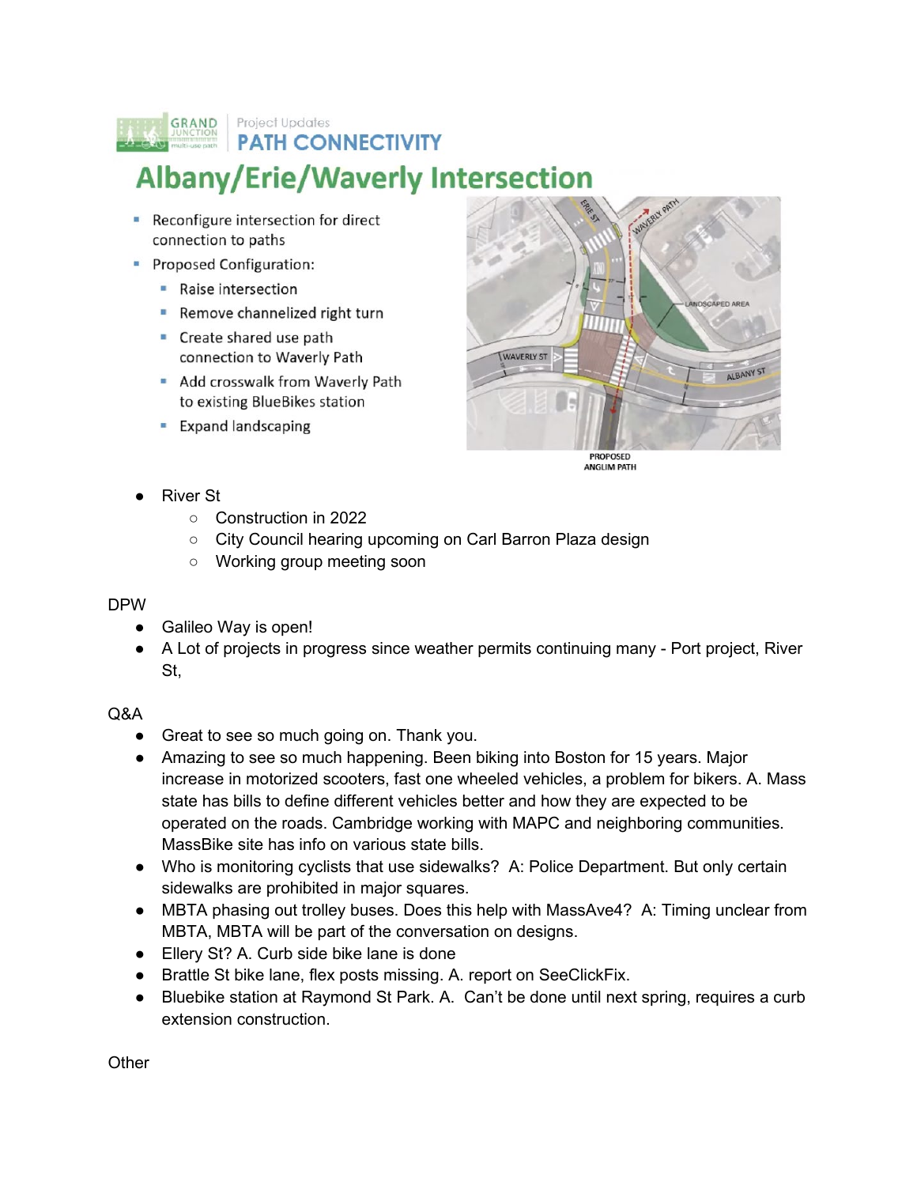GRAND JUNCTION multi-use path | Project Updates

**PATH CONNECTIVITY**

## Albany/Erie/Waverly Intersection

- Reconfigure intersection for direct connection to paths
- Proposed Configuration:
  - Raise intersection
  - Remove channelized right turn
  - Create shared use path connection to Waverly Path
  - Add crosswalk from Waverly Path to existing BlueBikes station
  - Expand landscaping

ERIE ST | WAVERLY PATH | LANDSCAPED AREA | WAVERLY ST | ALBANY ST | PROPOSED ANGLIM PATH

- River St
  - Construction in 2022
  - City Council hearing upcoming on Carl Barron Plaza design
  - Working group meeting soon

DPW

- Galileo Way is open!
- A Lot of projects in progress since weather permits continuing many - Port project, River St,

Q&A

- Great to see so much going on. Thank you.
- Amazing to see so much happening. Been biking into Boston for 15 years. Major increase in motorized scooters, fast one wheeled vehicles, a problem for bikers. A. Mass state has bills to define different vehicles better and how they are expected to be operated on the roads. Cambridge working with MAPC and neighboring communities. MassBike site has info on various state bills.
- Who is monitoring cyclists that use sidewalks? A: Police Department. But only certain sidewalks are prohibited in major squares.
- MBTA phasing out trolley buses. Does this help with MassAve4? A: Timing unclear from MBTA, MBTA will be part of the conversation on designs.
- Ellery St? A. Curb side bike lane is done
- Brattle St bike lane, flex posts missing. A. report on SeeClickFix.
- Bluebike station at Raymond St Park. A. Can't be done until next spring, requires a curb extension construction.

Other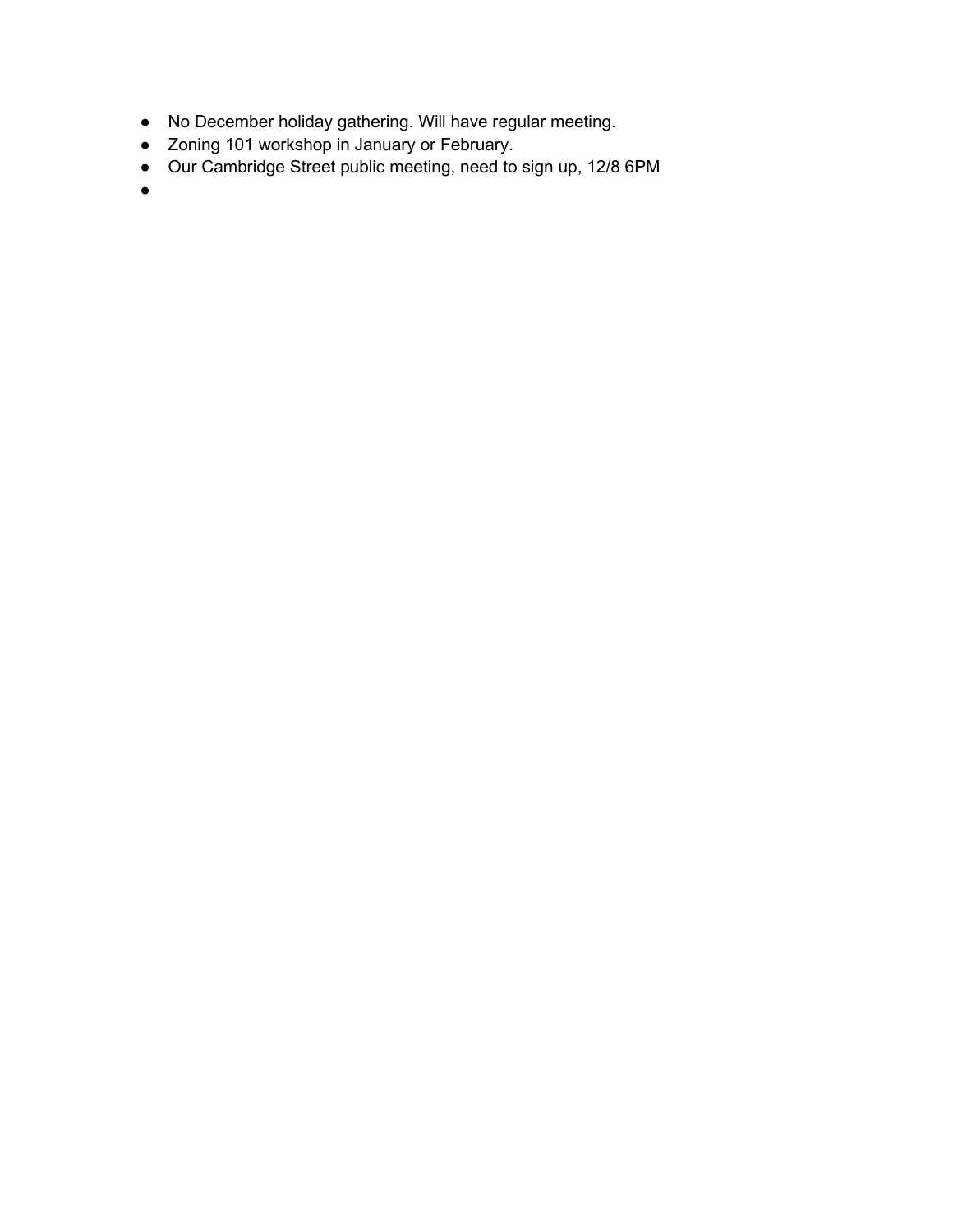- No December holiday gathering. Will have regular meeting.
- Zoning 101 workshop in January or February.
- Our Cambridge Street public meeting, need to sign up, 12/8 6PM
-